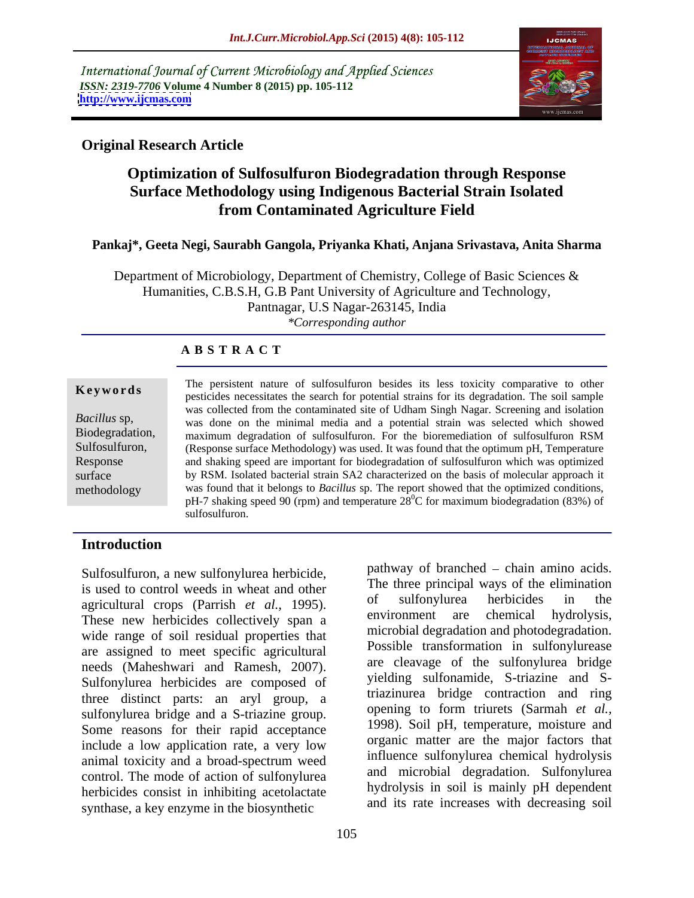International Journal of Current Microbiology and Applied Sciences
*ISSN: 2319-7706* **Volume 4 Number 8 (2015) pp. 105-112**
**http://www.ijcmas.com**

**Original Research Article**

# Optimization of Sulfosulfuron Biodegradation through Response Surface Methodology using Indigenous Bacterial Strain Isolated from Contaminated Agriculture Field

**Pankaj*, Geeta Negi, Saurabh Gangola, Priyanka Khati, Anjana Srivastava, Anita Sharma**

Department of Microbiology, Department of Chemistry, College of Basic Sciences & Humanities, C.B.S.H, G.B Pant University of Agriculture and Technology, Pantnagar, U.S Nagar-263145, India

*\*Corresponding author*

## A B S T R A C T

**Keywords**

*Bacillus* sp, Biodegradation, Sulfosulfuron, Response surface methodology

The persistent nature of sulfosulfuron besides its less toxicity comparative to other pesticides necessitates the search for potential strains for its degradation. The soil sample was collected from the contaminated site of Udham Singh Nagar. Screening and isolation was done on the minimal media and a potential strain was selected which showed maximum degradation of sulfosulfuron. For the bioremediation of sulfosulfuron RSM (Response surface Methodology) was used. It was found that the optimum pH, Temperature and shaking speed are important for biodegradation of sulfosulfuron which was optimized by RSM. Isolated bacterial strain SA2 characterized on the basis of molecular approach it was found that it belongs to *Bacillus* sp. The report showed that the optimized conditions, pH-7 shaking speed 90 (rpm) and temperature $28^0$C for maximum biodegradation (83%) of sulfosulfuron.

## Introduction

Sulfosulfuron, a new sulfonylurea herbicide, is used to control weeds in wheat and other agricultural crops (Parrish *et al.,* 1995). These new herbicides collectively span a wide range of soil residual properties that are assigned to meet specific agricultural needs (Maheshwari and Ramesh, 2007). Sulfonylurea herbicides are composed of three distinct parts: an aryl group, a sulfonylurea bridge and a S-triazine group. Some reasons for their rapid acceptance include a low application rate, a very low animal toxicity and a broad-spectrum weed control. The mode of action of sulfonylurea herbicides consist in inhibiting acetolactate synthase, a key enzyme in the biosynthetic pathway of branched – chain amino acids. The three principal ways of the elimination of sulfonylurea herbicides in the environment are chemical hydrolysis, microbial degradation and photodegradation. Possible transformation in sulfonylurease are cleavage of the sulfonylurea bridge yielding sulfonamide, S-triazine and S-triazinurea bridge contraction and ring opening to form triurets (Sarmah *et al.,* 1998). Soil pH, temperature, moisture and organic matter are the major factors that influence sulfonylurea chemical hydrolysis and microbial degradation. Sulfonylurea hydrolysis in soil is mainly pH dependent and its rate increases with decreasing soil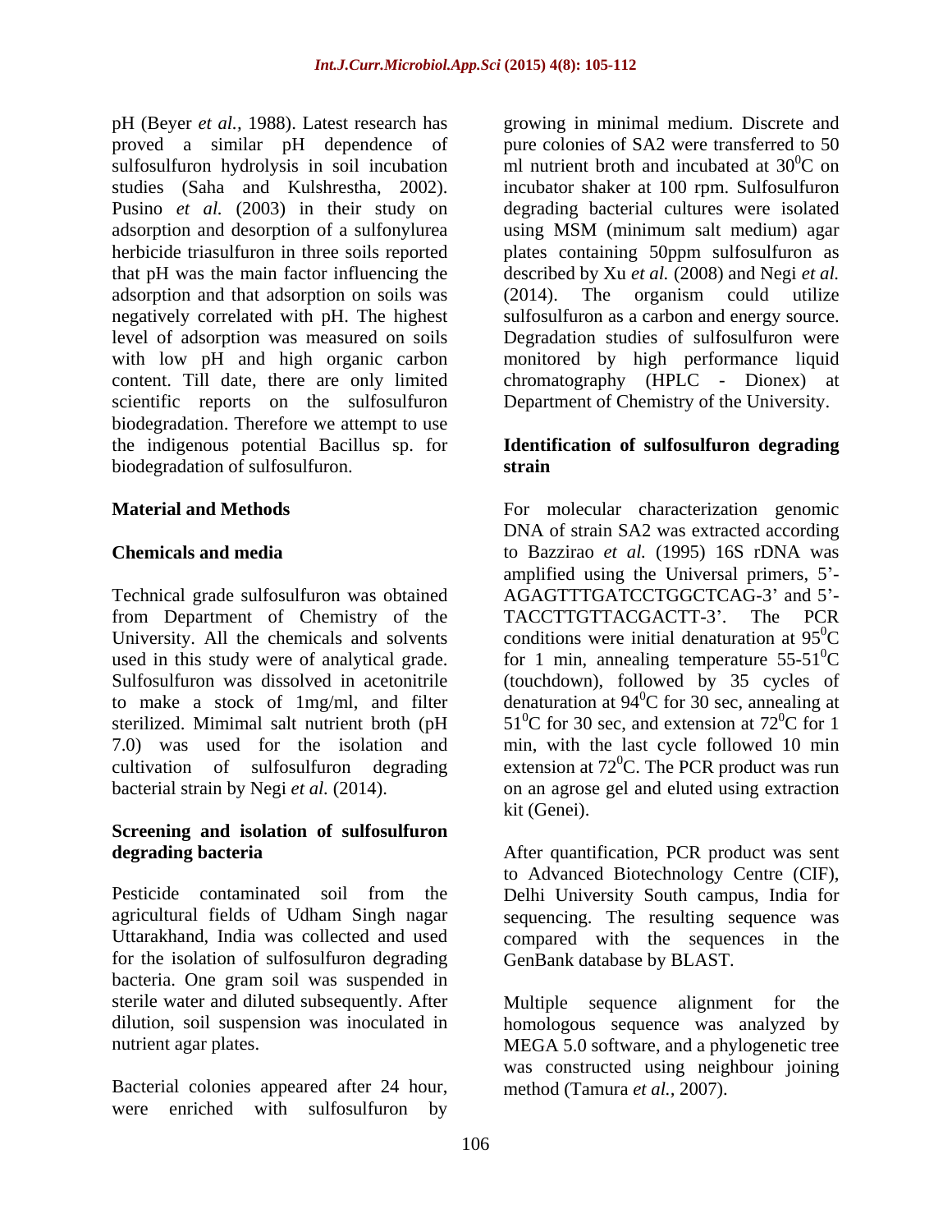pH (Beyer *et al.,* 1988). Latest research has proved a similar pH dependence of sulfosulfuron hydrolysis in soil incubation studies (Saha and Kulshrestha, 2002). Pusino *et al.* (2003) in their study on adsorption and desorption of a sulfonylurea herbicide triasulfuron in three soils reported that pH was the main factor influencing the adsorption and that adsorption on soils was negatively correlated with pH. The highest level of adsorption was measured on soils with low pH and high organic carbon content. Till date, there are only limited scientific reports on the sulfosulfuron biodegradation. Therefore we attempt to use the indigenous potential Bacillus sp. for biodegradation of sulfosulfuron.

## Material and Methods

### Chemicals and media

Technical grade sulfosulfuron was obtained from Department of Chemistry of the University. All the chemicals and solvents used in this study were of analytical grade. Sulfosulfuron was dissolved in acetonitrile to make a stock of 1mg/ml, and filter sterilized. Mimimal salt nutrient broth (pH 7.0) was used for the isolation and cultivation of sulfosulfuron degrading bacterial strain by Negi *et al.* (2014).

### Screening and isolation of sulfosulfuron degrading bacteria

Pesticide contaminated soil from the agricultural fields of Udham Singh nagar Uttarakhand, India was collected and used for the isolation of sulfosulfuron degrading bacteria. One gram soil was suspended in sterile water and diluted subsequently. After dilution, soil suspension was inoculated in nutrient agar plates.

Bacterial colonies appeared after 24 hour, were enriched with sulfosulfuron by growing in minimal medium. Discrete and pure colonies of SA2 were transferred to 50 ml nutrient broth and incubated at $30^0$C on incubator shaker at 100 rpm. Sulfosulfuron degrading bacterial cultures were isolated using MSM (minimum salt medium) agar plates containing 50ppm sulfosulfuron as described by Xu *et al.* (2008) and Negi *et al.* (2014). The organism could utilize sulfosulfuron as a carbon and energy source. Degradation studies of sulfosulfuron were monitored by high performance liquid chromatography (HPLC - Dionex) at Department of Chemistry of the University.

### Identification of sulfosulfuron degrading strain

For molecular characterization genomic DNA of strain SA2 was extracted according to Bazzirao *et al.* (1995) 16S rDNA was amplified using the Universal primers, 5'-AGAGTTTGATCCTGGCTCAG-3' and 5'-TACCTTGTTACGACTT-3'. The PCR conditions were initial denaturation at $95^0$C for 1 min, annealing temperature 55-$51^0$C (touchdown), followed by 35 cycles of denaturation at $94^0$C for 30 sec, annealing at $51^0$C for 30 sec, and extension at $72^0$C for 1 min, with the last cycle followed 10 min extension at $72^0$C. The PCR product was run on an agrose gel and eluted using extraction kit (Genei).

After quantification, PCR product was sent to Advanced Biotechnology Centre (CIF), Delhi University South campus, India for sequencing. The resulting sequence was compared with the sequences in the GenBank database by BLAST.

Multiple sequence alignment for the homologous sequence was analyzed by MEGA 5.0 software, and a phylogenetic tree was constructed using neighbour joining method (Tamura *et al.,* 2007).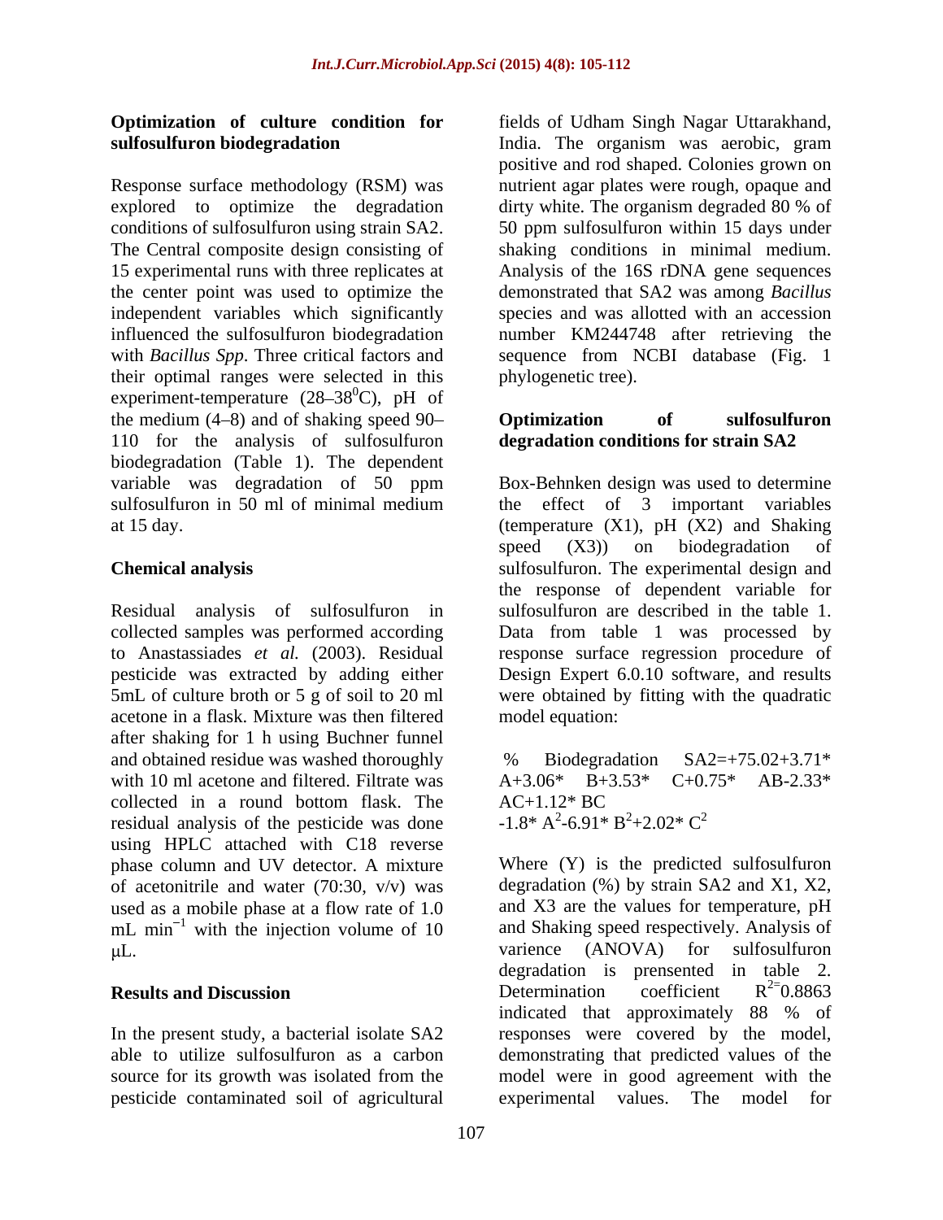### Optimization of culture condition for sulfosulfuron biodegradation

Response surface methodology (RSM) was explored to optimize the degradation conditions of sulfosulfuron using strain SA2. The Central composite design consisting of 15 experimental runs with three replicates at the center point was used to optimize the independent variables which significantly influenced the sulfosulfuron biodegradation with *Bacillus Spp*. Three critical factors and their optimal ranges were selected in this experiment-temperature (28–38$^0$C), pH of the medium (4–8) and of shaking speed 90–110 for the analysis of sulfosulfuron biodegradation (Table 1). The dependent variable was degradation of 50 ppm sulfosulfuron in 50 ml of minimal medium at 15 day.

### Chemical analysis

Residual analysis of sulfosulfuron in collected samples was performed according to Anastassiades *et al.* (2003). Residual pesticide was extracted by adding either 5mL of culture broth or 5 g of soil to 20 ml acetone in a flask. Mixture was then filtered after shaking for 1 h using Buchner funnel and obtained residue was washed thoroughly with 10 ml acetone and filtered. Filtrate was collected in a round bottom flask. The residual analysis of the pesticide was done using HPLC attached with C18 reverse phase column and UV detector. A mixture of acetonitrile and water (70:30, v/v) was used as a mobile phase at a flow rate of 1.0 mL min$^{-1}$ with the injection volume of 10 μL.

## Results and Discussion

In the present study, a bacterial isolate SA2 able to utilize sulfosulfuron as a carbon source for its growth was isolated from the pesticide contaminated soil of agricultural fields of Udham Singh Nagar Uttarakhand, India. The organism was aerobic, gram positive and rod shaped. Colonies grown on nutrient agar plates were rough, opaque and dirty white. The organism degraded 80 % of 50 ppm sulfosulfuron within 15 days under shaking conditions in minimal medium. Analysis of the 16S rDNA gene sequences demonstrated that SA2 was among *Bacillus* species and was allotted with an accession number KM244748 after retrieving the sequence from NCBI database (Fig. 1 phylogenetic tree).

### Optimization of sulfosulfuron degradation conditions for strain SA2

Box-Behnken design was used to determine the effect of 3 important variables (temperature (X1), pH (X2) and Shaking speed (X3)) on biodegradation of sulfosulfuron. The experimental design and the response of dependent variable for sulfosulfuron are described in the table 1. Data from table 1 was processed by response surface regression procedure of Design Expert 6.0.10 software, and results were obtained by fitting with the quadratic model equation:

$$\% \text{ Biodegradation SA2} = +75.02 + 3.71 * A + 3.06 * B + 3.53 * C + 0.75 * AB - 2.33 * AC + 1.12 * BC - 1.8 * A^2 - 6.91 * B^2 + 2.02 * C^2$$

Where (Y) is the predicted sulfosulfuron degradation (%) by strain SA2 and X1, X2, and X3 are the values for temperature, pH and Shaking speed respectively. Analysis of varience (ANOVA) for sulfosulfuron degradation is prensented in table 2. Determination coefficient $R^{2=}0.8863$ indicated that approximately 88 % of responses were covered by the model, demonstrating that predicted values of the model were in good agreement with the experimental values. The model for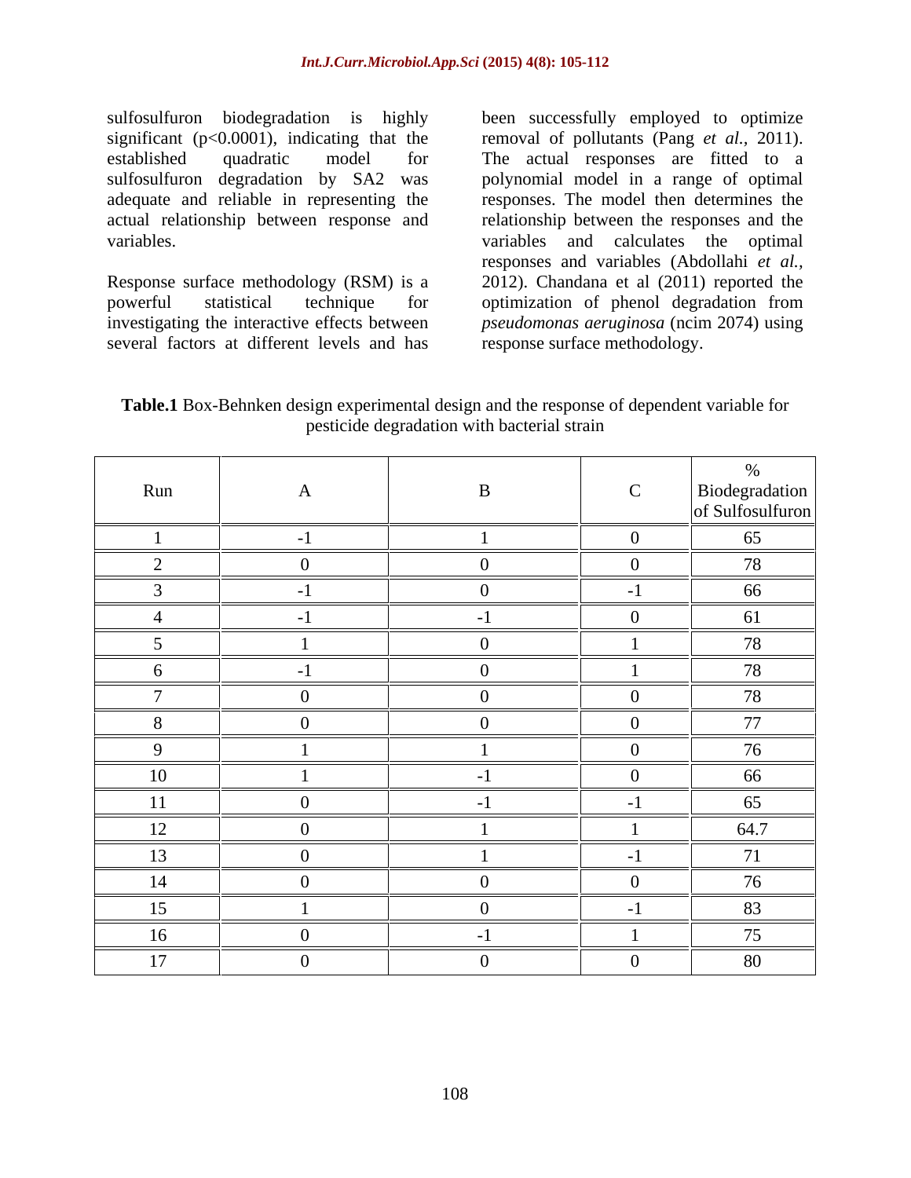sulfosulfuron biodegradation is highly significant ($p<0.0001$), indicating that the established quadratic model for sulfosulfuron degradation by SA2 was adequate and reliable in representing the actual relationship between response and variables.

Response surface methodology (RSM) is a powerful statistical technique for investigating the interactive effects between several factors at different levels and has been successfully employed to optimize removal of pollutants (Pang *et al.*, 2011). The actual responses are fitted to a polynomial model in a range of optimal responses. The model then determines the relationship between the responses and the variables and calculates the optimal responses and variables (Abdollahi *et al.*, 2012). Chandana et al (2011) reported the optimization of phenol degradation from *pseudomonas aeruginosa* (ncim 2074) using response surface methodology.

**Table.1** Box-Behnken design experimental design and the response of dependent variable for pesticide degradation with bacterial strain

| Run | A | B | C | % Biodegradation of Sulfosulfuron |
|---|---|---|---|---|
| 1 | -1 | 1 | 0 | 65 |
| 2 | 0 | 0 | 0 | 78 |
| 3 | -1 | 0 | -1 | 66 |
| 4 | -1 | -1 | 0 | 61 |
| 5 | 1 | 0 | 1 | 78 |
| 6 | -1 | 0 | 1 | 78 |
| 7 | 0 | 0 | 0 | 78 |
| 8 | 0 | 0 | 0 | 77 |
| 9 | 1 | 1 | 0 | 76 |
| 10 | 1 | -1 | 0 | 66 |
| 11 | 0 | -1 | -1 | 65 |
| 12 | 0 | 1 | 1 | 64.7 |
| 13 | 0 | 1 | -1 | 71 |
| 14 | 0 | 0 | 0 | 76 |
| 15 | 1 | 0 | -1 | 83 |
| 16 | 0 | -1 | 1 | 75 |
| 17 | 0 | 0 | 0 | 80 |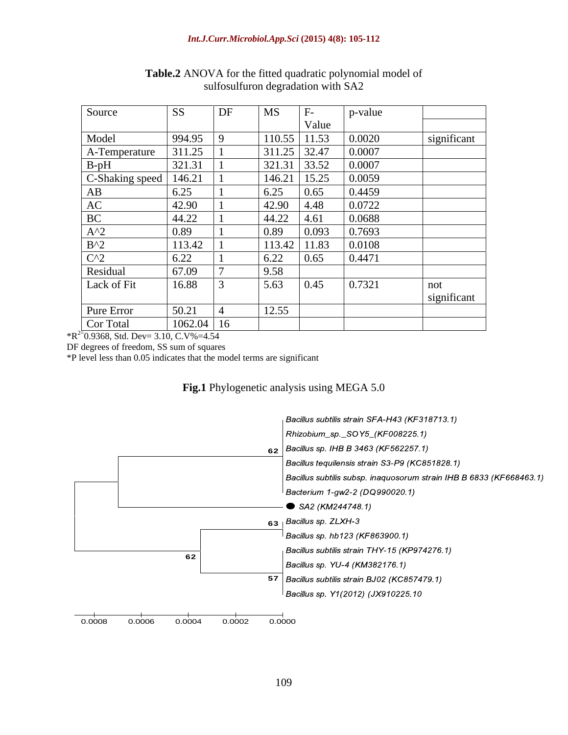**Table.2** ANOVA for the fitted quadratic polynomial model of sulfosulfuron degradation with SA2

| Source | SS | DF | MS | F-Value | p-value | |
|---|---|---|---|---|---|---|
| Model | 994.95 | 9 | 110.55 | 11.53 | 0.0020 | significant |
| A-Temperature | 311.25 | 1 | 311.25 | 32.47 | 0.0007 | |
| B-pH | 321.31 | 1 | 321.31 | 33.52 | 0.0007 | |
| C-Shaking speed | 146.21 | 1 | 146.21 | 15.25 | 0.0059 | |
| AB | 6.25 | 1 | 6.25 | 0.65 | 0.4459 | |
| AC | 42.90 | 1 | 42.90 | 4.48 | 0.0722 | |
| BC | 44.22 | 1 | 44.22 | 4.61 | 0.0688 | |
| A^2 | 0.89 | 1 | 0.89 | 0.093 | 0.7693 | |
| B^2 | 113.42 | 1 | 113.42 | 11.83 | 0.0108 | |
| C^2 | 6.22 | 1 | 6.22 | 0.65 | 0.4471 | |
| Residual | 67.09 | 7 | 9.58 | | | |
| Lack of Fit | 16.88 | 3 | 5.63 | 0.45 | 0.7321 | not significant |
| Pure Error | 50.21 | 4 | 12.55 | | | |
| Cor Total | 1062.04 | 16 | | | | |

*$R^2$= 0.9368, Std. Dev= 3.10, C.V%=4.54

DF degrees of freedom, SS sum of squares

*P level less than 0.05 indicates that the model terms are significant

**Fig.1** Phylogenetic analysis using MEGA 5.0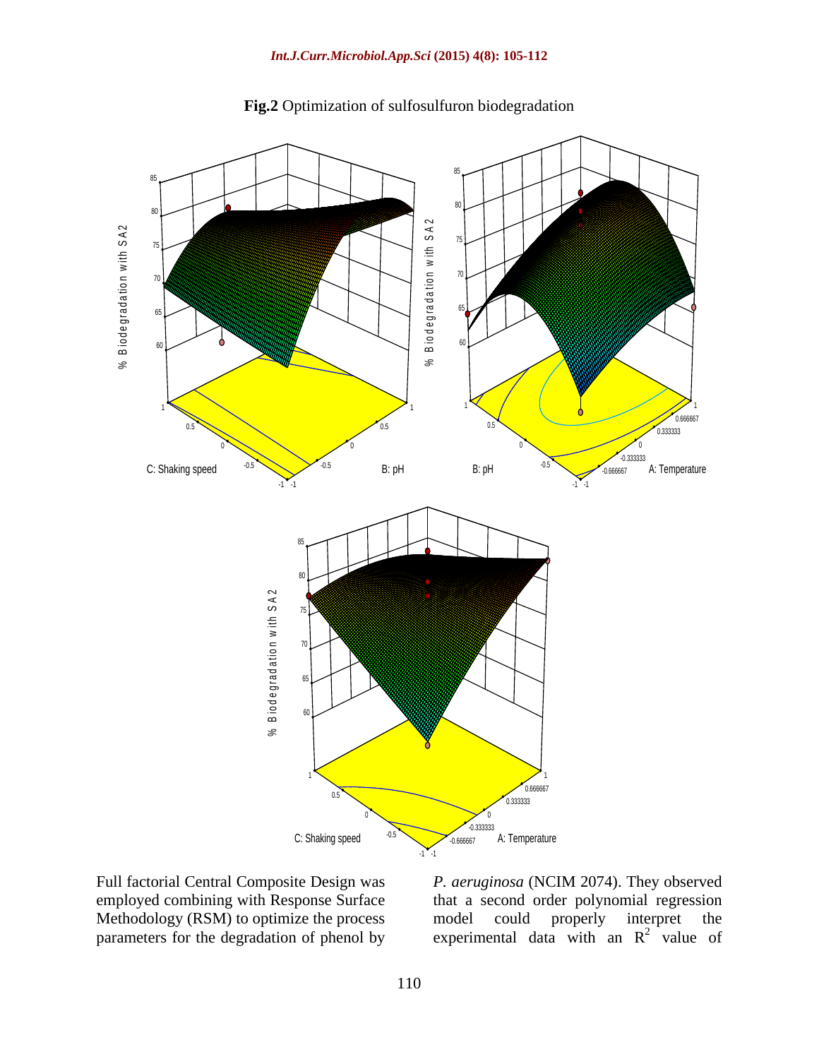**Fig.2** Optimization of sulfosulfuron biodegradation

Full factorial Central Composite Design was employed combining with Response Surface Methodology (RSM) to optimize the process parameters for the degradation of phenol by *P. aeruginosa* (NCIM 2074). They observed that a second order polynomial regression model could properly interpret the experimental data with an $R^2$ value of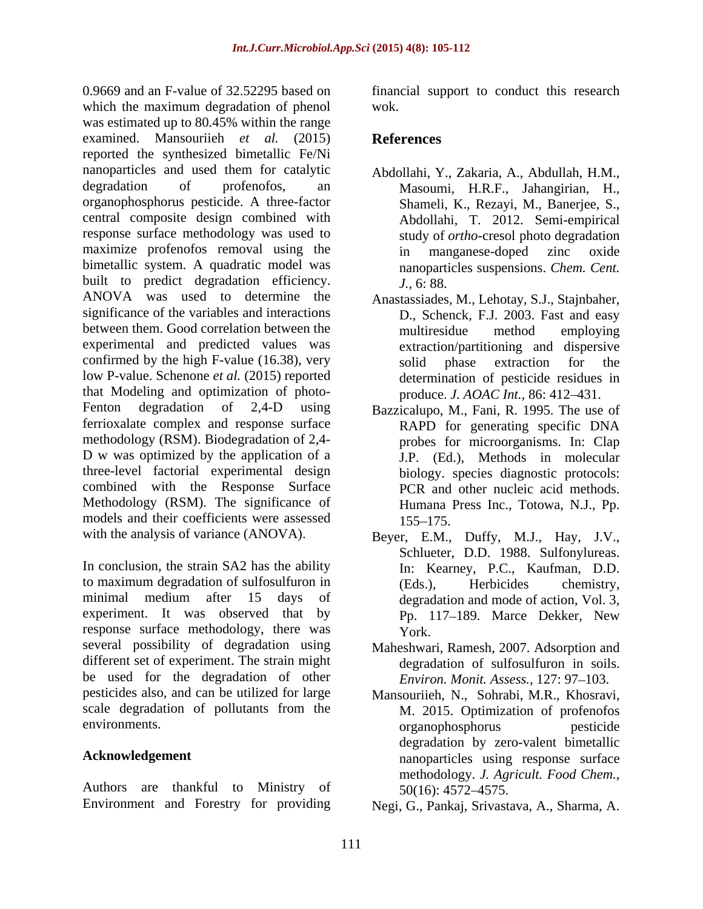0.9669 and an F-value of 32.52295 based on which the maximum degradation of phenol was estimated up to 80.45% within the range examined. Mansouriieh *et al.* (2015) reported the synthesized bimetallic Fe/Ni nanoparticles and used them for catalytic degradation of profenofos, an organophosphorus pesticide. A three-factor central composite design combined with response surface methodology was used to maximize profenofos removal using the bimetallic system. A quadratic model was built to predict degradation efficiency. ANOVA was used to determine the significance of the variables and interactions between them. Good correlation between the experimental and predicted values was confirmed by the high F-value (16.38), very low P-value. Schenone *et al.* (2015) reported that Modeling and optimization of photo-Fenton degradation of 2,4-D using ferrioxalate complex and response surface methodology (RSM). Biodegradation of 2,4-D w was optimized by the application of a three-level factorial experimental design combined with the Response Surface Methodology (RSM). The significance of models and their coefficients were assessed with the analysis of variance (ANOVA).

In conclusion, the strain SA2 has the ability to maximum degradation of sulfosulfuron in minimal medium after 15 days of experiment. It was observed that by response surface methodology, there was several possibility of degradation using different set of experiment. The strain might be used for the degradation of other pesticides also, and can be utilized for large scale degradation of pollutants from the environments.

## Acknowledgement

Authors are thankful to Ministry of Environment and Forestry for providing financial support to conduct this research wok.

## References

Abdollahi, Y., Zakaria, A., Abdullah, H.M., Masoumi, H.R.F., Jahangirian, H., Shameli, K., Rezayi, M., Banerjee, S., Abdollahi, T. 2012. Semi-empirical study of *ortho*-cresol photo degradation in manganese-doped zinc oxide nanoparticles suspensions. *Chem. Cent. J.*, 6: 88.

Anastassiades, M., Lehotay, S.J., Stajnbaher, D., Schenck, F.J. 2003. Fast and easy multiresidue method employing extraction/partitioning and dispersive solid phase extraction for the determination of pesticide residues in produce. *J. AOAC Int.,* 86: 412–431.

Bazzicalupo, M., Fani, R. 1995. The use of RAPD for generating specific DNA probes for microorganisms. In: Clap J.P. (Ed.), Methods in molecular biology. species diagnostic protocols: PCR and other nucleic acid methods. Humana Press Inc., Totowa, N.J., Pp. 155–175.

Beyer, E.M., Duffy, M.J., Hay, J.V., Schlueter, D.D. 1988. Sulfonylureas. In: Kearney, P.C., Kaufman, D.D. (Eds.), Herbicides chemistry, degradation and mode of action, Vol. 3, Pp. 117–189. Marce Dekker, New York.

Maheshwari, Ramesh, 2007. Adsorption and degradation of sulfosulfuron in soils. *Environ. Monit. Assess.,* 127: 97–103.

Mansouriieh, N., Sohrabi, M.R., Khosravi, M. 2015. Optimization of profenofos organophosphorus pesticide degradation by zero-valent bimetallic nanoparticles using response surface methodology. *J. Agricult. Food Chem.,* 50(16): 4572–4575.

Negi, G., Pankaj, Srivastava, A., Sharma, A.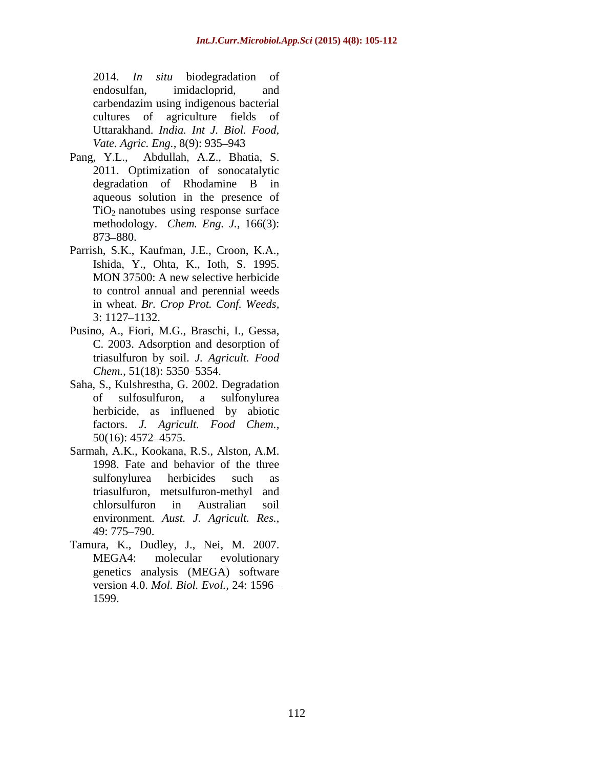2014. *In situ* biodegradation of endosulfan, imidacloprid, and carbendazim using indigenous bacterial cultures of agriculture fields of Uttarakhand. *India. Int J. Biol. Food, Vate. Agric. Eng.*, 8(9): 935–943

Pang, Y.L., Abdullah, A.Z., Bhatia, S. 2011. Optimization of sonocatalytic degradation of Rhodamine B in aqueous solution in the presence of $TiO_2$ nanotubes using response surface methodology. *Chem. Eng. J.*, 166(3): 873–880.

Parrish, S.K., Kaufman, J.E., Croon, K.A., Ishida, Y., Ohta, K., Ioth, S. 1995. MON 37500: A new selective herbicide to control annual and perennial weeds in wheat. *Br. Crop Prot. Conf. Weeds*, 3: 1127–1132.

Pusino, A., Fiori, M.G., Braschi, I., Gessa, C. 2003. Adsorption and desorption of triasulfuron by soil. *J. Agricult. Food Chem.*, 51(18): 5350–5354.

Saha, S., Kulshrestha, G. 2002. Degradation of sulfosulfuron, a sulfonylurea herbicide, as influened by abiotic factors. *J. Agricult. Food Chem.*, 50(16): 4572–4575.

Sarmah, A.K., Kookana, R.S., Alston, A.M. 1998. Fate and behavior of the three sulfonylurea herbicides such as triasulfuron, metsulfuron-methyl and chlorsulfuron in Australian soil environment. *Aust. J. Agricult. Res.*, 49: 775–790.

Tamura, K., Dudley, J., Nei, M. 2007. MEGA4: molecular evolutionary genetics analysis (MEGA) software version 4.0. *Mol. Biol. Evol.*, 24: 1596–1599.